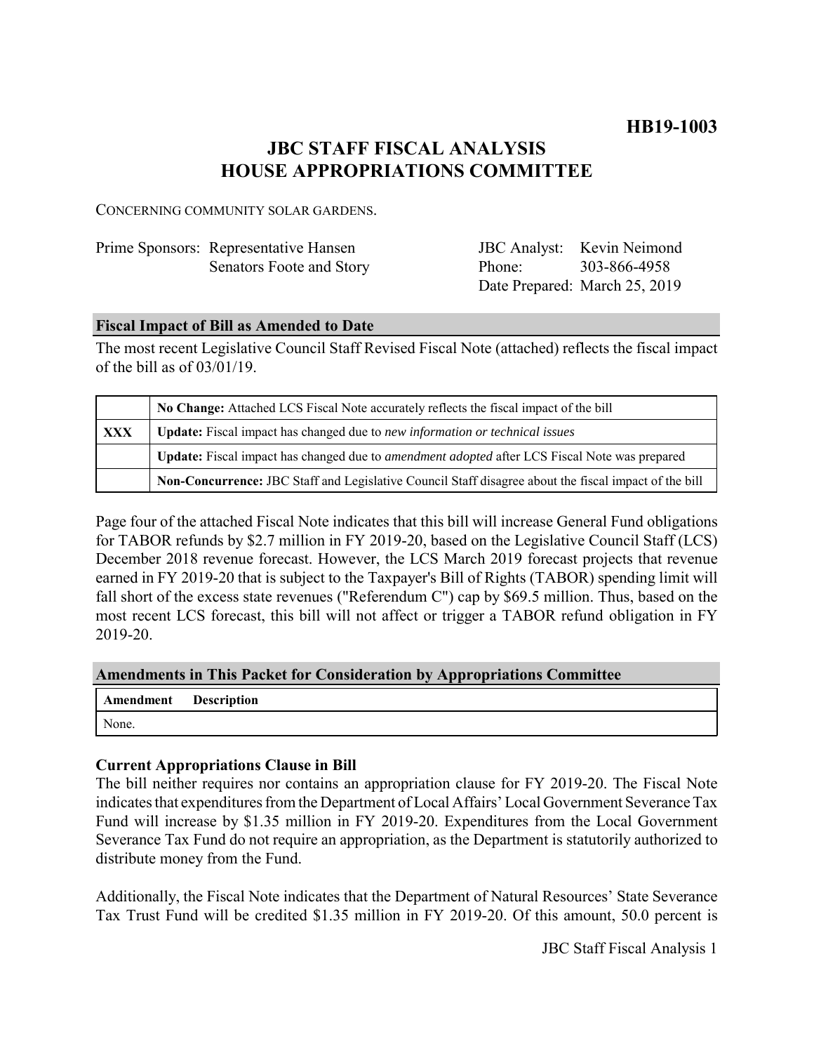**HB19-1003**

# JBC STAFF FISCAL ANALYSIS
# HOUSE APPROPRIATIONS COMMITTEE

CONCERNING COMMUNITY SOLAR GARDENS.

| | | | |
|---|---|---|---|
| Prime Sponsors: | Representative Hansen | JBC Analyst: | Kevin Neimond |
| | Senators Foote and Story | Phone: | 303-866-4958 |
| | | Date Prepared: | March 25, 2019 |

## Fiscal Impact of Bill as Amended to Date

The most recent Legislative Council Staff Revised Fiscal Note (attached) reflects the fiscal impact of the bill as of 03/01/19.

| | |
|---|---|
| | **No Change:** Attached LCS Fiscal Note accurately reflects the fiscal impact of the bill |
| **XXX** | **Update:** Fiscal impact has changed due to *new information or technical issues* |
| | **Update:** Fiscal impact has changed due to *amendment adopted* after LCS Fiscal Note was prepared |
| | **Non-Concurrence:** JBC Staff and Legislative Council Staff disagree about the fiscal impact of the bill |

Page four of the attached Fiscal Note indicates that this bill will increase General Fund obligations for TABOR refunds by $2.7 million in FY 2019-20, based on the Legislative Council Staff (LCS) December 2018 revenue forecast. However, the LCS March 2019 forecast projects that revenue earned in FY 2019-20 that is subject to the Taxpayer's Bill of Rights (TABOR) spending limit will fall short of the excess state revenues ("Referendum C") cap by $69.5 million. Thus, based on the most recent LCS forecast, this bill will not affect or trigger a TABOR refund obligation in FY 2019-20.

## Amendments in This Packet for Consideration by Appropriations Committee

| Amendment | Description |
|---|---|
| None. | |

### Current Appropriations Clause in Bill

The bill neither requires nor contains an appropriation clause for FY 2019-20. The Fiscal Note indicates that expenditures from the Department of Local Affairs' Local Government Severance Tax Fund will increase by $1.35 million in FY 2019-20. Expenditures from the Local Government Severance Tax Fund do not require an appropriation, as the Department is statutorily authorized to distribute money from the Fund.

Additionally, the Fiscal Note indicates that the Department of Natural Resources' State Severance Tax Trust Fund will be credited $1.35 million in FY 2019-20. Of this amount, 50.0 percent is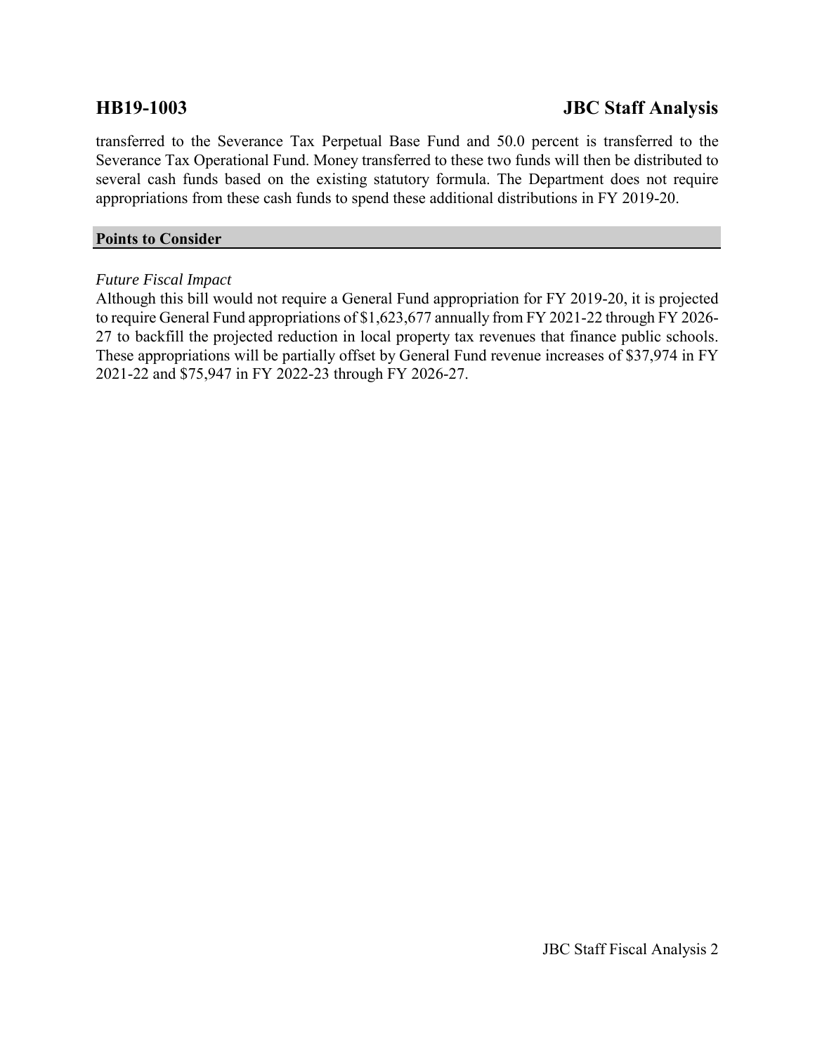transferred to the Severance Tax Perpetual Base Fund and 50.0 percent is transferred to the Severance Tax Operational Fund. Money transferred to these two funds will then be distributed to several cash funds based on the existing statutory formula. The Department does not require appropriations from these cash funds to spend these additional distributions in FY 2019-20.

## Points to Consider

*Future Fiscal Impact*

Although this bill would not require a General Fund appropriation for FY 2019-20, it is projected to require General Fund appropriations of $1,623,677 annually from FY 2021-22 through FY 2026-27 to backfill the projected reduction in local property tax revenues that finance public schools. These appropriations will be partially offset by General Fund revenue increases of $37,974 in FY 2021-22 and $75,947 in FY 2022-23 through FY 2026-27.